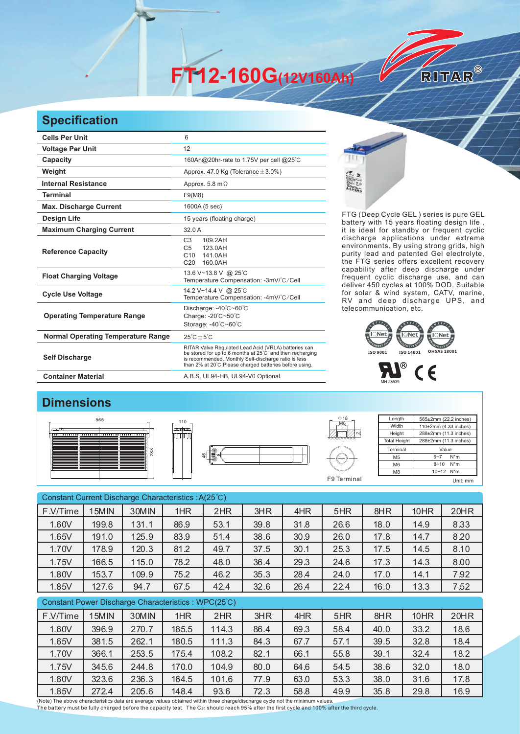# FT12-160G(12V160Ah)

RITAR®

## Specification

| Cells Per Unit | 6 |
|---|---|
| Voltage Per Unit | 12 |
| Capacity | 160Ah@20hr-rate to 1.75V per cell @25°C |
| Weight | Approx. 47.0 Kg (Tolerance±3.0%) |
| Internal Resistance | Approx. 5.8 mΩ |
| Terminal | F9(M8) |
| Max. Discharge Current | 1600A (5 sec) |
| Design Life | 15 years (floating charge) |
| Maximum Charging Current | 32.0 A |
| Reference Capacity | C3 109.2AH<br>C5 123.0AH<br>C10 141.0AH<br>C20 160.0AH |
| Float Charging Voltage | 13.6 V~13.8 V @ 25°C<br>Temperature Compensation: -3mV/°C/Cell |
| Cycle Use Voltage | 14.2 V~14.4 V @ 25°C<br>Temperature Compensation: -4mV/°C/Cell |
| Operating Temperature Range | Discharge: -40°C~60°C<br>Charge: -20°C~50°C<br>Storage: -40°C~60°C |
| Normal Operating Temperature Range | 25°C±5°C |
| Self Discharge | RITAR Valve Regulated Lead Acid (VRLA) batteries can be stored for up to 6 months at 25°C and then recharging is recommended. Monthly Self-discharge ratio is less than 2% at 20°C.Please charged batteries before using. |
| Container Material | A.B.S. UL94-HB, UL94-V0 Optional. |

FTG (Deep Cycle GEL ) series is pure GEL battery with 15 years floating design life , it is ideal for standby or frequent cyclic discharge applications under extreme environments. By using strong grids, high purity lead and patented Gel electrolyte, the FTG series offers excellent recovery capability after deep discharge under frequent cyclic discharge use, and can deliver 450 cycles at 100% DOD. Suitable for solar & wind system, CATV, marine, RV and deep discharge UPS, and telecommunication, etc.

ISO 9001 ISO 14001 OHSAS 18001

MH 28539

## Dimensions

565 110 288 46 Φ18 M8 F9 Terminal

| Length | 565±2mm (22.2 inches) |
|---|---|
| Width | 110±2mm (4.33 inches) |
| Height | 288±2mm (11.3 inches) |
| Total Height | 288±2mm (11.3 inches) |
| Terminal | Value |
| M5 | 6~7 N*m |
| M6 | 8~10 N*m |
| M8 | 10~12 N*m |

Unit: mm

Constant Current Discharge Characteristics : A(25°C)

| F.V/Time | 15MIN | 30MIN | 1HR | 2HR | 3HR | 4HR | 5HR | 8HR | 10HR | 20HR |
|---|---|---|---|---|---|---|---|---|---|---|
| 1.60V | 199.8 | 131.1 | 86.9 | 53.1 | 39.8 | 31.8 | 26.6 | 18.0 | 14.9 | 8.33 |
| 1.65V | 191.0 | 125.9 | 83.9 | 51.4 | 38.6 | 30.9 | 26.0 | 17.8 | 14.7 | 8.20 |
| 1.70V | 178.9 | 120.3 | 81.2 | 49.7 | 37.5 | 30.1 | 25.3 | 17.5 | 14.5 | 8.10 |
| 1.75V | 166.5 | 115.0 | 78.2 | 48.0 | 36.4 | 29.3 | 24.6 | 17.3 | 14.3 | 8.00 |
| 1.80V | 153.7 | 109.9 | 75.2 | 46.2 | 35.3 | 28.4 | 24.0 | 17.0 | 14.1 | 7.92 |
| 1.85V | 127.6 | 94.7 | 67.5 | 42.4 | 32.6 | 26.4 | 22.4 | 16.0 | 13.3 | 7.52 |

Constant Power Discharge Characteristics : WPC(25°C)

| F.V/Time | 15MIN | 30MIN | 1HR | 2HR | 3HR | 4HR | 5HR | 8HR | 10HR | 20HR |
|---|---|---|---|---|---|---|---|---|---|---|
| 1.60V | 396.9 | 270.7 | 185.5 | 114.3 | 86.4 | 69.3 | 58.4 | 40.0 | 33.2 | 18.6 |
| 1.65V | 381.5 | 262.1 | 180.5 | 111.3 | 84.3 | 67.7 | 57.1 | 39.5 | 32.8 | 18.4 |
| 1.70V | 366.1 | 253.5 | 175.4 | 108.2 | 82.1 | 66.1 | 55.8 | 39.1 | 32.4 | 18.2 |
| 1.75V | 345.6 | 244.8 | 170.0 | 104.9 | 80.0 | 64.6 | 54.5 | 38.6 | 32.0 | 18.0 |
| 1.80V | 323.6 | 236.3 | 164.5 | 101.6 | 77.9 | 63.0 | 53.3 | 38.0 | 31.6 | 17.8 |
| 1.85V | 272.4 | 205.6 | 148.4 | 93.6 | 72.3 | 58.8 | 49.9 | 35.8 | 29.8 | 16.9 |

(Note) The above characteristics data are average values obtained within three charge/discharge cycle not the minimum values.
The battery must be fully charged before the capacity test. The $C_{20}$ should reach 95% after the first cycle and 100% after the third cycle.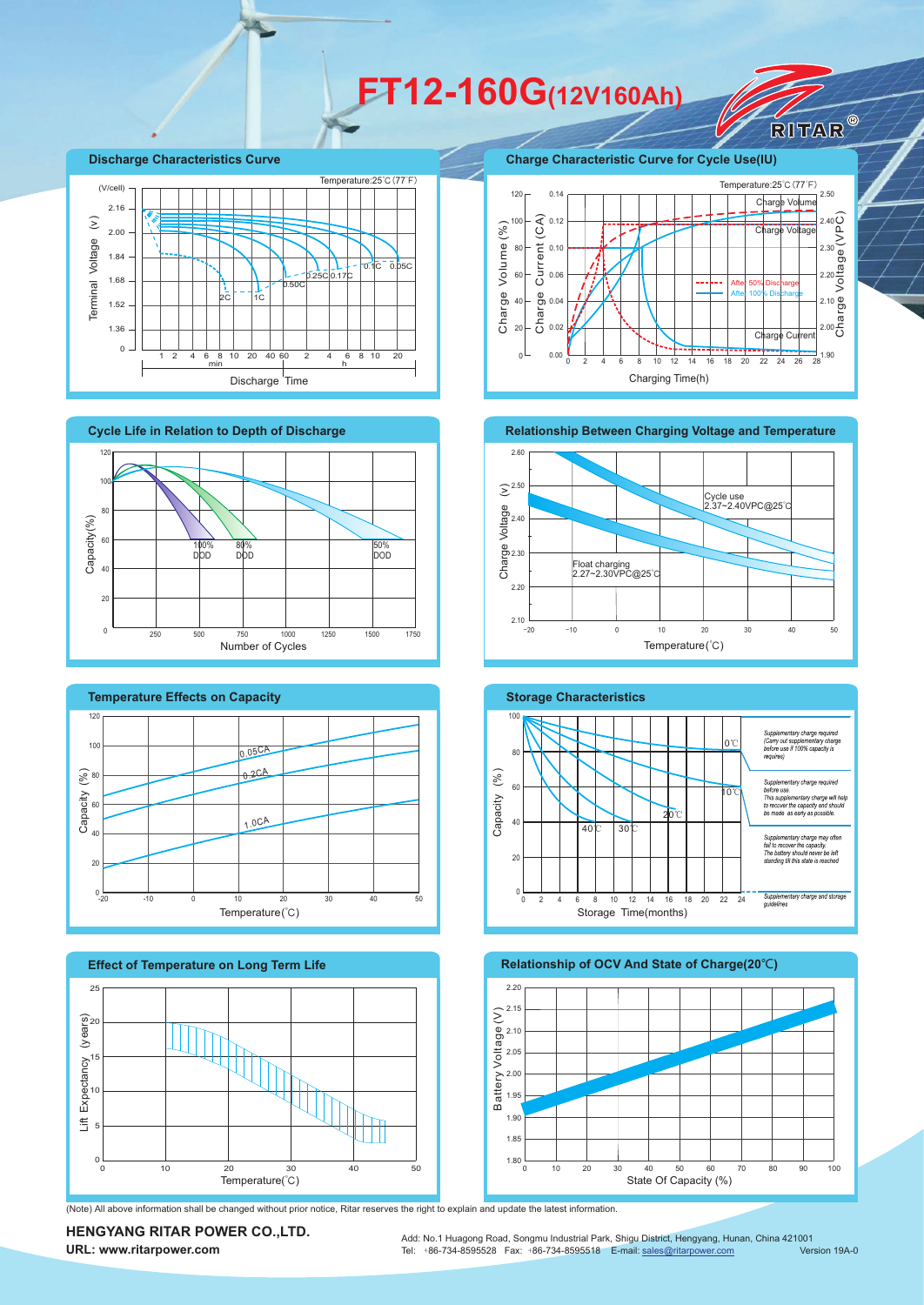# FT12-160G(12V160Ah)

RITAR®

## Discharge Characteristics Curve

Temperature:25°C (77°F)

(V/cell)

Terminal Voltage (v)

2.16
2.00
1.84
1.68
1.52
1.36
0

2C 1C 0.50C 0.25C 0.17C 0.1C 0.05C

1 2 4 6 8 10 20 40 60 (min) 2 4 6 8 10 20 (h)

Discharge Time

## Charge Characteristic Curve for Cycle Use(IU)

Temperature:25°C (77°F)

Charge Volume (%): 0 20 40 60 80 100 120

Charge Current (CA): 0.00 0.02 0.04 0.06 0.08 0.10 0.12 0.14

Charge Voltage (VPC): 1.90 2.00 2.10 2.20 2.30 2.40 2.50

Charge Volume

Charge Voltage

Charge Current

After 50% Discharge

After 100% Discharge

0 2 4 6 8 10 12 14 16 18 20 22 24 26 28

Charging Time(h)

## Cycle Life in Relation to Depth of Discharge

Capacity(%): 0 20 40 60 80 100 120

100% DOD

80% DOD

50% DOD

250 500 750 1000 1250 1500 1750

Number of Cycles

## Relationship Between Charging Voltage and Temperature

Charge Voltage (v): 2.10 2.20 2.30 2.40 2.50 2.60

Cycle use 2.37~2.40VPC@25°C

Float charging 2.27~2.30VPC@25°C

−20 −10 0 10 20 30 40 50

Temperature(°C)

## Temperature Effects on Capacity

Capacity (%): 0 20 40 60 80 100 120

0.05CA

0.2CA

1.0CA

-20 -10 0 10 20 30 40 50

Temperature(°C)

## Storage Characteristics

Capacity (%): 0 20 40 60 80 100

0°C

10°C

20°C

30°C

40°C

0 2 4 6 8 10 12 14 16 18 20 22 24

Storage Time(months)

*Supplementary charge required (Carry out supplementary charge before use if 100% capacity is requires)*

*Supplementary charge required before use. This supplementary charge will help to recover the capacity and should be made as early as possible.*

*Supplementary charge may often fail to recover the capacity. The battery should never be left standing till this state is reached*

*Supplementary charge and storage guidelines*

## Effect of Temperature on Long Term Life

Lift Expectancy (years): 0 5 10 15 20 25

0 10 20 30 40 50

Temperature(°C)

## Relationship of OCV And State of Charge(20°C)

Battery Voltage (V): 1.80 1.85 1.90 1.95 2.00 2.05 2.10 2.15 2.20

0 10 20 30 40 50 60 70 80 90 100

State Of Capacity (%)

(Note) All above information shall be changed without prior notice, Ritar reserves the right to explain and update the latest information.

**HENGYANG RITAR POWER CO.,LTD.**

**URL: www.ritarpower.com**

Add: No.1 Huagong Road, Songmu Industrial Park, Shigu District, Hengyang, Hunan, China 421001

Tel: +86-734-8595528 Fax: +86-734-8595518 E-mail: sales@ritarpower.com

Version 19A-0